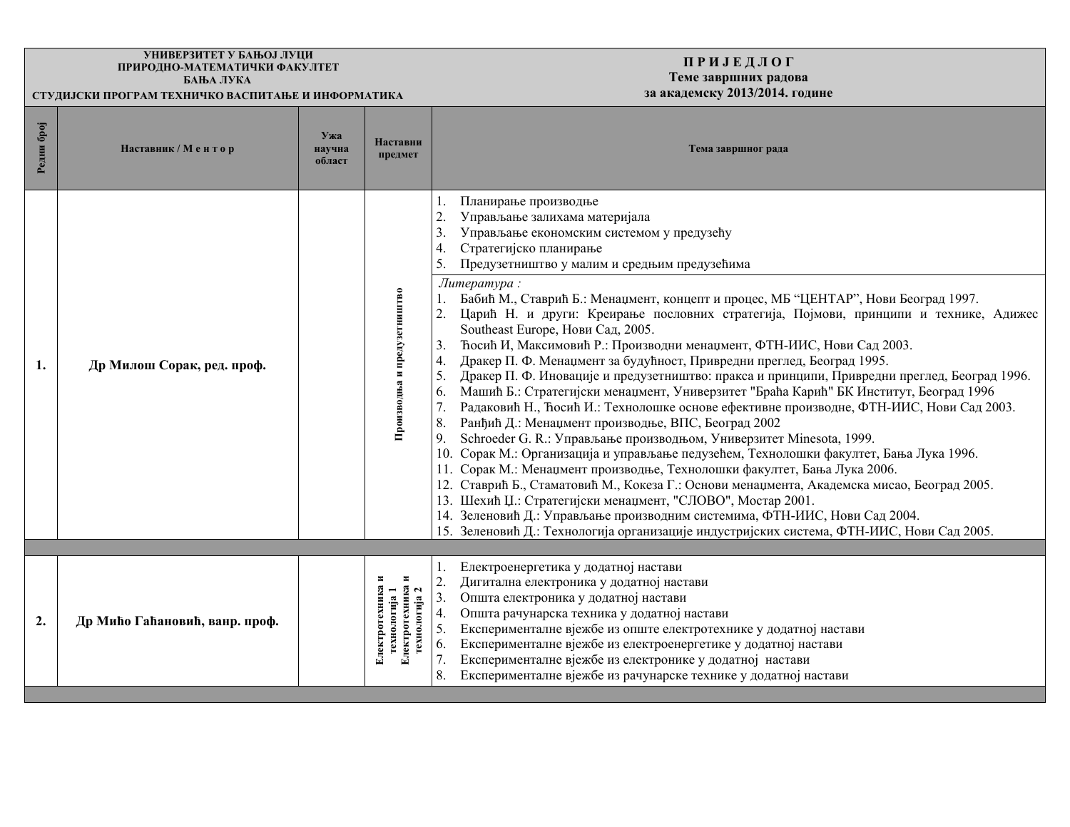**УНИВЕРЗИТЕТ У БАЊОЈ ЛУЦИ**
**ПРИРОДНО-МАТЕМАТИЧКИ ФАКУЛТЕТ**
**БАЊА ЛУКА**
**СТУДИЈСКИ ПРОГРАМ ТЕХНИЧКО ВАСПИТАЊЕ И ИНФОРМАТИКА**

**П Р И Ј Е Д Л О Г**
**Теме завршних радова**
**за академску 2013/2014. године**

| Редни број | Наставник / М е н т о р | Ужа научна област | Настави предмет | Тема завршног рада |
|---|---|---|---|---|
| 1. | **Др Милош Сорак, ред. проф.** | | **Производња и предузетништво** | 1. Планирање производње<br>2. Управљање залихама материјала<br>3. Управљање економским системом у предузећу<br>4. Стратегијско планирање<br>5. Предузетништво у малим и средњим предузећима |
| | | | | *Литература :*<br>1. Бабић М., Ставрић Б.: Менаџмент, концепт и процес, МБ "ЦЕНТАР", Нови Београд 1997.<br>2. Царић Н. и други: Креирање пословних стратегија, Појмови, принципи и технике, Адижес Southeast Europe, Нови Сад, 2005.<br>3. Ћосић И, Максимовић Р.: Производни менаџмент, ФТН-ИИС, Нови Сад 2003.<br>4. Дракер П. Ф. Менаџмент за будућност, Привредни преглед, Београд 1995.<br>5. Дракер П. Ф. Иновације и предузетништво: пракса и принципи, Привредни преглед, Београд 1996.<br>6. Машић Б.: Стратегијски менаџмент, Универзитет "Браћа Карић" БК Институт, Београд 1996<br>7. Радаковић Н., Ћосић И.: Технолошке основе ефективне производне, ФТН-ИИС, Нови Сад 2003.<br>8. Рађић Д.: Менаџмент производње, ВПС, Београд 2002<br>9. Schroeder G. R.: Управљање производњом, Универзитет Minesota, 1999.<br>10. Сорак М.: Организација и управљање педузећем, Технолошки факултет, Бања Лука 1996.<br>11. Сорак М.: Менаџмент производње, Технолошки факултет, Бања Лука 2006.<br>12. Ставрић Б., Стаматовић М., Кокеза Г.: Основи менаџмента, Академска мисао, Београд 2005.<br>13. Шехић Џ.: Стратегијски менаџмент, "СЛОВО", Мостар 2001.<br>14. Зеленовић Д.: Управљање производним системима, ФТН-ИИС, Нови Сад 2004.<br>15. Зеленовић Д.: Технологија организације индустријских система, ФТН-ИИС, Нови Сад 2005. |
| 2. | **Др Мићо Гаћановић, ванр. проф.** | | **Електротехника и технологија 1 Електротехника и технологија 2** | 1. Електроенергетика у додатној настави<br>2. Дигитална електроника у додатној настави<br>3. Општа електроника у додатној настави<br>4. Општа рачунарска техника у додатној настави<br>5. Експерименталне вјежбе из опште електротехнике у додатној настави<br>6. Експерименталне вјежбе из електроенергетике у додатној настави<br>7. Експерименталне вјежбе из електронике у додатној настави<br>8. Експерименталне вјежбе из рачунарске технике у додатној настави |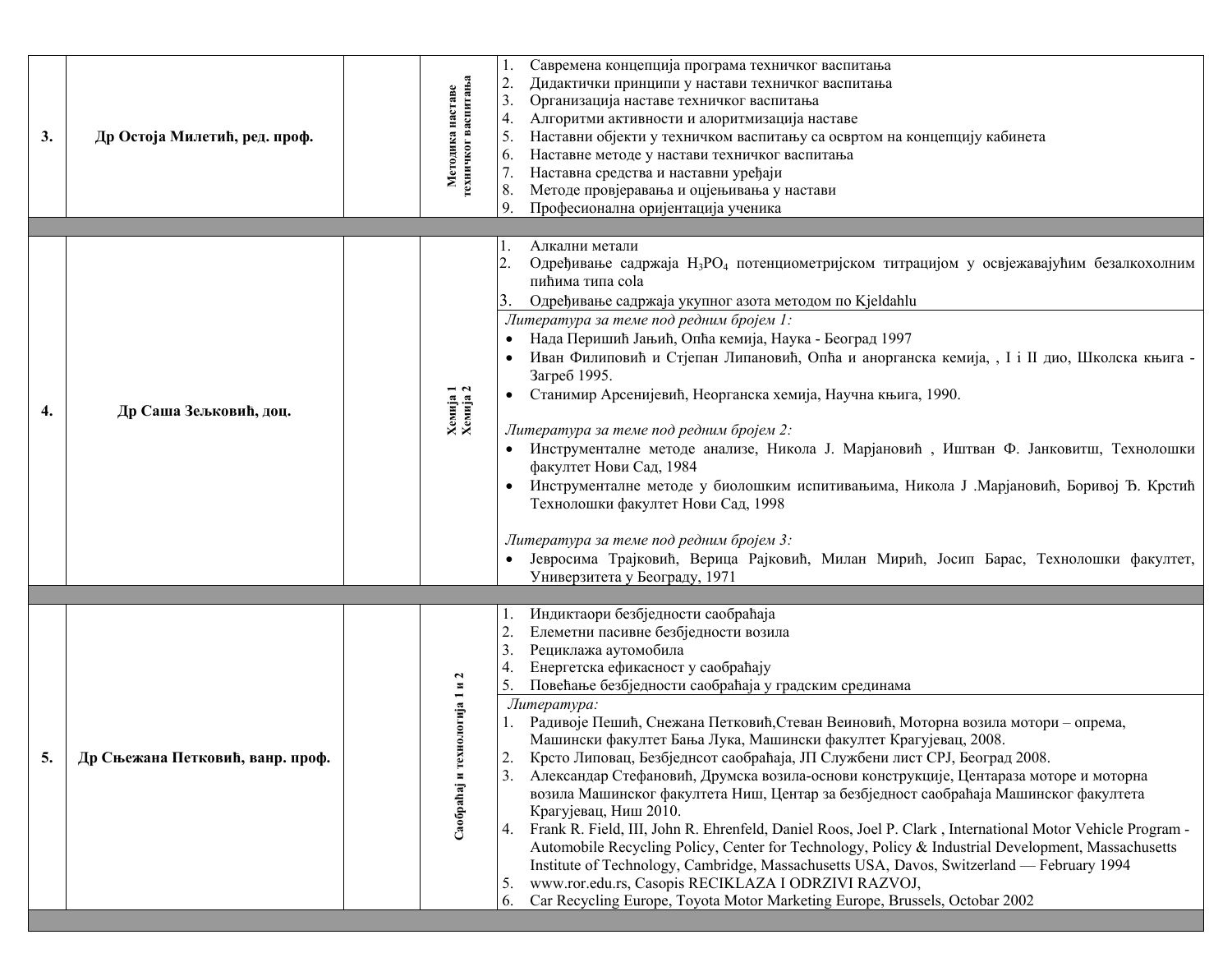| | | | | |
|---|---|---|---|---|
| 3. | **Др Остоја Милетић, ред. проф.** | | **Методика наставе техничког васпитања** | 1. Савремена концепција програма техничког васпитања<br>2. Дидактички принципи у настави техничког васпитања<br>3. Организација наставе техничког васпитања<br>4. Алгоритми активности и алоритмизација наставе<br>5. Наставни објекти у техничком васпитању са освртом на концепцију кабинета<br>6. Наставне методе у настави техничког васпитања<br>7. Наставна средства и наставни уређаји<br>8. Методе провјеравања и оцјењивања у настави<br>9. Професионална оријентација ученика |
| | | | | |
| 4. | **Др Саша Зељковић, доц.** | | **Хемија 1 Хемија 2** | 1. Алкални метали<br>2. Одређивање садржаја $H_3PO_4$ потенциометријском титрацијом у освјежавајућим безалкохолним пићима типа cola<br>3. Одређивање садржаја укупног азота методом по Kjeldahlu |
| | | | | *Литература за теме под редним бројем 1:*<br>• Нада Перишић Јањић, Опћа кемија, Наука - Београд 1997<br>• Иван Филиповић и Стјепан Липановић, Опћа и анорганска кемија, , I і II дио, Школска књига - Загреб 1995.<br>• Станимир Арсенијевић, Неорганска хемија, Научна књига, 1990.<br><br>*Литература за теме под редним бројем 2:*<br>• Инструменталне методе анализе, Никола Ј. Марјановић , Иштван Ф. Јанковитш, Технолошки факултет Нови Сад, 1984<br>• Инструменталне методе у биолошким испитивањима, Никола Ј .Марјановић, Боривој Ђ. Крстић Технолошки факултет Нови Сад, 1998<br><br>*Литература за теме под редним бројем 3:*<br>• Јевросима Трајковић, Верица Рајковић, Милан Мирић, Јосип Барас, Технолошки факултет, Универзитета у Београду, 1971 |
| | | | | |
| 5. | **Др Сњежана Петковић, ванр. проф.** | | **Саобраћај и технологија 1 и 2** | 1. Индиктаори безбједности саобраћаја<br>2. Елеметни пасивне безбједности возила<br>3. Рециклажа аутомобила<br>4. Енергетска ефикасност у саобраћају<br>5. Повећање безбједности саобраћаја у градским срединама |
| | | | | *Литература:*<br>1. Радивоје Пешић, Снежана Петковић,Стеван Веиновић, Моторна возила мотори – опрема, Машински факултет Бања Лука, Машински факултет Крагујевац, 2008.<br>2. Крсто Липовац, Безбједнсот саобраћаја, ЈП Службени лист СРЈ, Београд 2008.<br>3. Александар Стефановић, Друмска возила-основи конструкције, Центараза моторе и моторна возила Машинског факултета Ниш, Центар за безбједност саобраћаја Машинског факултета Крагујевац, Ниш 2010.<br>4. Frank R. Field, III, John R. Ehrenfeld, Daniel Roos, Joel P. Clark , International Motor Vehicle Program - Automobile Recycling Policy, Center for Technology, Policy & Industrial Development, Massachusetts Institute of Technology, Cambridge, Massachusetts USA, Davos, Switzerland — February 1994<br>5. www.ror.edu.rs, Casopis RECIKLAZA I ODRZIVI RAZVOJ,<br>6. Car Recycling Europe, Toyota Motor Marketing Europe, Brussels, Octobar 2002 |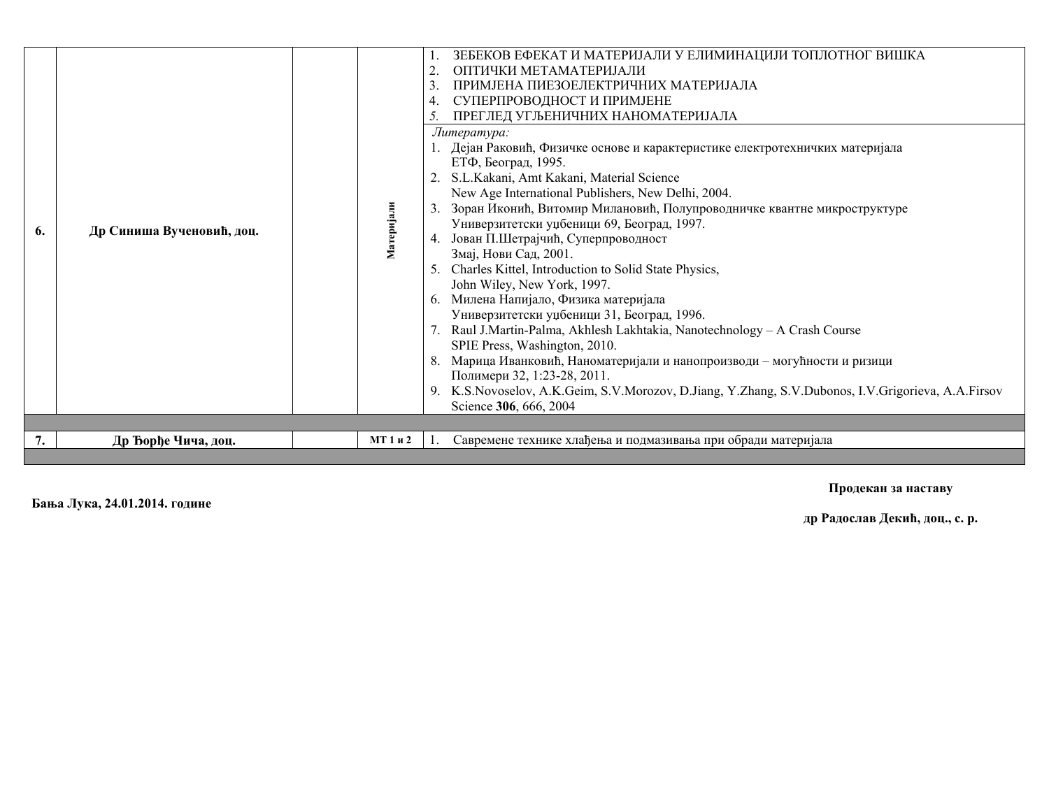| | | | | |
|---|---|---|---|---|
| 6. | **Др Синиша Вученовић, доц.** | | **Материјали** | 1. ЗЕБЕКОВ ЕФЕКАТ И МАТЕРИЈАЛИ У ЕЛИМИНАЦИЈИ ТОПЛОТНОГ ВИШКА<br>2. ОПТИЧКИ МЕТАМАТЕРИЈАЛИ<br>3. ПРИМЈЕНА ПИЕЗОЕЛЕКТРИЧНИХ МАТЕРИЈАЛА<br>4. СУПЕРПРОВОДНОСТ И ПРИМЈЕНЕ<br>*5.* ПРЕГЛЕД УГЉЕНИЧНИХ НАНОМАТЕРИЈАЛА |
| | | | | *Литература:*<br>1. Дејан Раковић, Физичке основе и карактеристике електротехничких материјала ЕТФ, Београд, 1995.<br>2. S.L.Kakani, Amt Kakani, Material Science New Age International Publishers, New Delhi, 2004.<br>3. Зоран Иконић, Витомир Милановић, Полупроводничке квантне микроструктуре Универзитетски уџбеници 69, Београд, 1997.<br>4. Јован П.Шетрајчић, Суперпроводност Змај, Нови Сад, 2001.<br>5. Charles Kittel, Introduction to Solid State Physics, John Wiley, New York, 1997.<br>6. Милена Напијало, Физика материјала Универзитетски уџбеници 31, Београд, 1996.<br>7. Raul J.Martin-Palma, Akhlesh Lakhtakia, Nanotechnology – A Crash Course SPIE Press, Washington, 2010.<br>8. Марица Иванковић, Наноматеријали и нанопроизводи – могућности и ризици Полимери 32, 1:23-28, 2011.<br>9. K.S.Novoselov, A.K.Geim, S.V.Morozov, D.Jiang, Y.Zhang, S.V.Dubonos, I.V.Grigorieva, A.A.Firsov Science **306**, 666, 2004 |
| | | | | |
| 7. | **Др Ђорђе Чича, доц.** | | **МТ 1 и 2** | 1. Савремене технике хлађења и подмазивања при обради материјала |
| | | | | |

**Продекан за наставу**

**Бања Лука, 24.01.2014. године**

**др Радослав Декић, доц., с. р.**